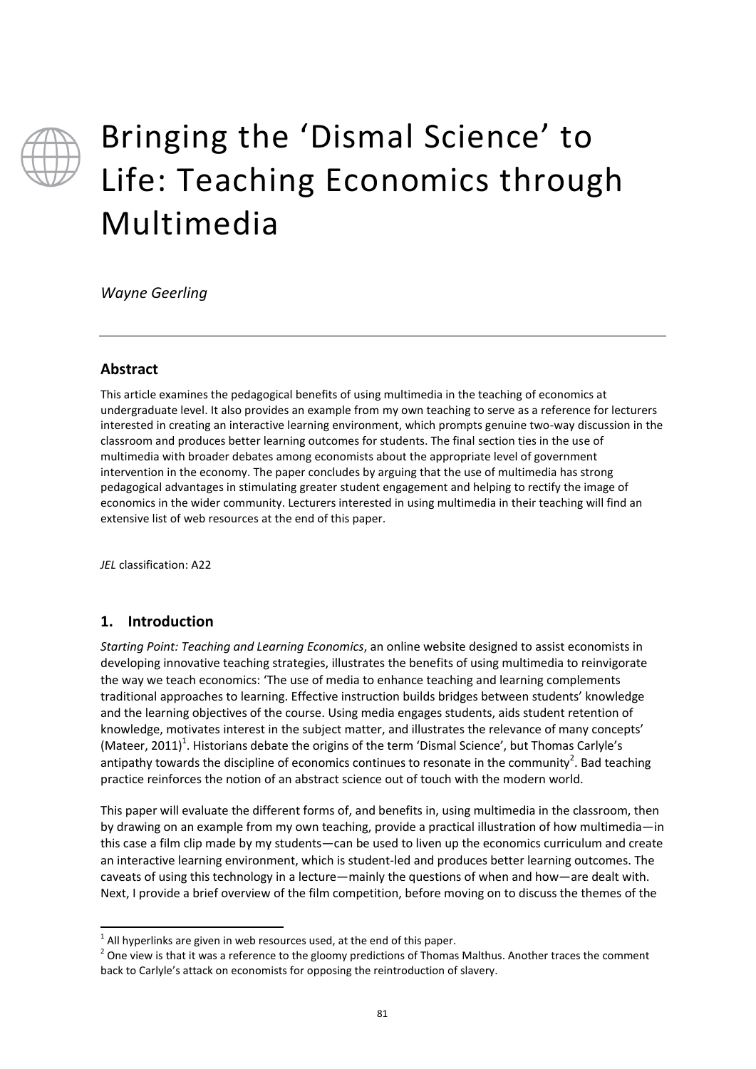# Bringing the 'Dismal Science' to Life: Teaching Economics through Multimedia

*Wayne Geerling*

## Abstract

This article examines the pedagogical benefits of using multimedia in the teaching of economics at undergraduate level. It also provides an example from my own teaching to serve as a reference for lecturers interested in creating an interactive learning environment, which prompts genuine two-way discussion in the classroom and produces better learning outcomes for students. The final section ties in the use of multimedia with broader debates among economists about the appropriate level of government intervention in the economy. The paper concludes by arguing that the use of multimedia has strong pedagogical advantages in stimulating greater student engagement and helping to rectify the image of economics in the wider community. Lecturers interested in using multimedia in their teaching will find an extensive list of web resources at the end of this paper.

*JEL* classification: A22

## 1. Introduction

*Starting Point: Teaching and Learning Economics*, an online website designed to assist economists in developing innovative teaching strategies, illustrates the benefits of using multimedia to reinvigorate the way we teach economics: 'The use of media to enhance teaching and learning complements traditional approaches to learning. Effective instruction builds bridges between students' knowledge and the learning objectives of the course. Using media engages students, aids student retention of knowledge, motivates interest in the subject matter, and illustrates the relevance of many concepts' (Mateer, 2011)[1]. Historians debate the origins of the term 'Dismal Science', but Thomas Carlyle's antipathy towards the discipline of economics continues to resonate in the community[2]. Bad teaching practice reinforces the notion of an abstract science out of touch with the modern world.

This paper will evaluate the different forms of, and benefits in, using multimedia in the classroom, then by drawing on an example from my own teaching, provide a practical illustration of how multimedia—in this case a film clip made by my students—can be used to liven up the economics curriculum and create an interactive learning environment, which is student-led and produces better learning outcomes. The caveats of using this technology in a lecture—mainly the questions of when and how—are dealt with. Next, I provide a brief overview of the film competition, before moving on to discuss the themes of the

[1] All hyperlinks are given in web resources used, at the end of this paper.

[2] One view is that it was a reference to the gloomy predictions of Thomas Malthus. Another traces the comment back to Carlyle's attack on economists for opposing the reintroduction of slavery.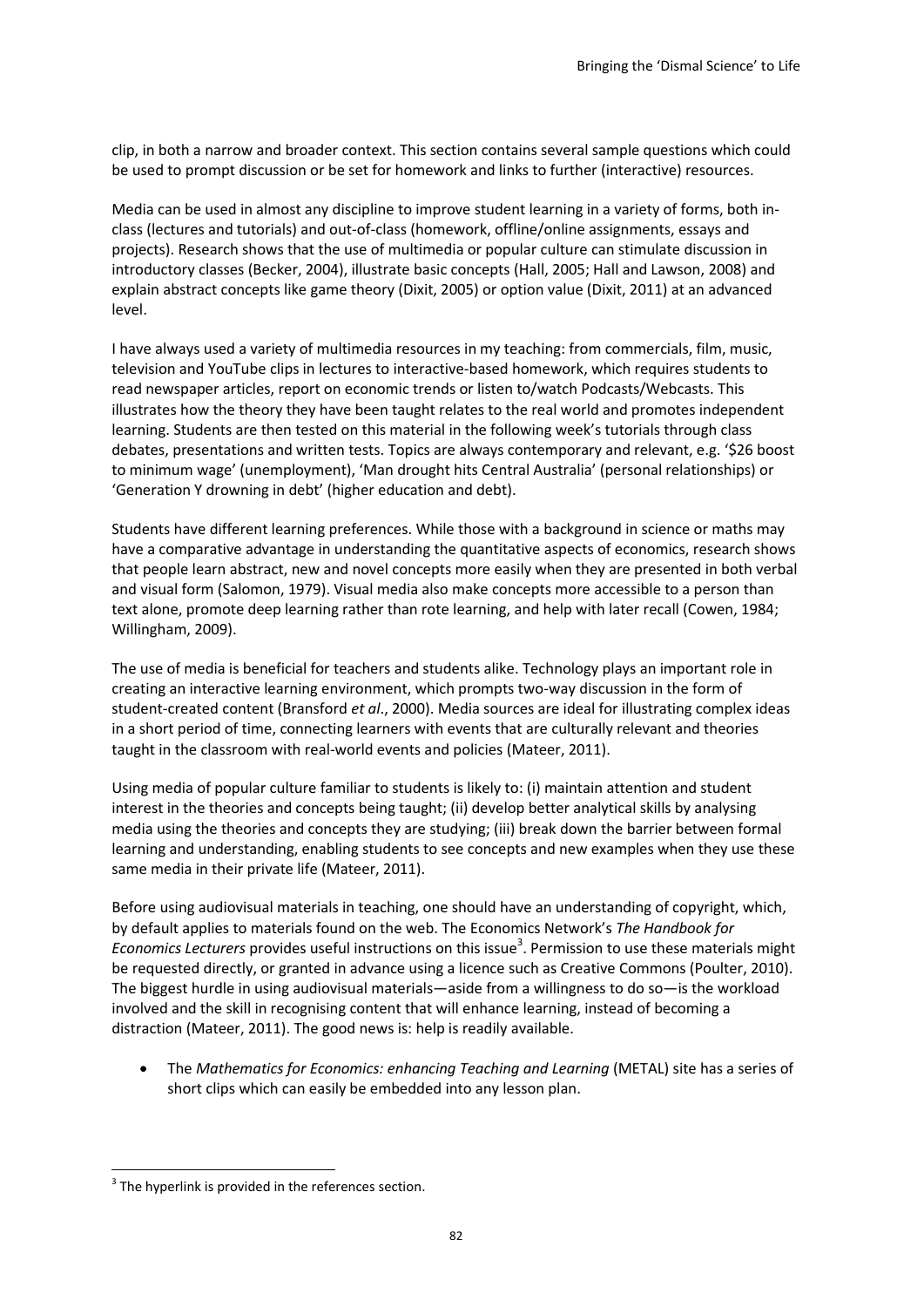clip, in both a narrow and broader context. This section contains several sample questions which could be used to prompt discussion or be set for homework and links to further (interactive) resources.

Media can be used in almost any discipline to improve student learning in a variety of forms, both in-class (lectures and tutorials) and out-of-class (homework, offline/online assignments, essays and projects). Research shows that the use of multimedia or popular culture can stimulate discussion in introductory classes (Becker, 2004), illustrate basic concepts (Hall, 2005; Hall and Lawson, 2008) and explain abstract concepts like game theory (Dixit, 2005) or option value (Dixit, 2011) at an advanced level.

I have always used a variety of multimedia resources in my teaching: from commercials, film, music, television and YouTube clips in lectures to interactive-based homework, which requires students to read newspaper articles, report on economic trends or listen to/watch Podcasts/Webcasts. This illustrates how the theory they have been taught relates to the real world and promotes independent learning. Students are then tested on this material in the following week's tutorials through class debates, presentations and written tests. Topics are always contemporary and relevant, e.g. '$26 boost to minimum wage' (unemployment), 'Man drought hits Central Australia' (personal relationships) or 'Generation Y drowning in debt' (higher education and debt).

Students have different learning preferences. While those with a background in science or maths may have a comparative advantage in understanding the quantitative aspects of economics, research shows that people learn abstract, new and novel concepts more easily when they are presented in both verbal and visual form (Salomon, 1979). Visual media also make concepts more accessible to a person than text alone, promote deep learning rather than rote learning, and help with later recall (Cowen, 1984; Willingham, 2009).

The use of media is beneficial for teachers and students alike. Technology plays an important role in creating an interactive learning environment, which prompts two-way discussion in the form of student-created content (Bransford *et al*., 2000). Media sources are ideal for illustrating complex ideas in a short period of time, connecting learners with events that are culturally relevant and theories taught in the classroom with real-world events and policies (Mateer, 2011).

Using media of popular culture familiar to students is likely to: (i) maintain attention and student interest in the theories and concepts being taught; (ii) develop better analytical skills by analysing media using the theories and concepts they are studying; (iii) break down the barrier between formal learning and understanding, enabling students to see concepts and new examples when they use these same media in their private life (Mateer, 2011).

Before using audiovisual materials in teaching, one should have an understanding of copyright, which, by default applies to materials found on the web. The Economics Network's *The Handbook for Economics Lecturers* provides useful instructions on this issue[3]. Permission to use these materials might be requested directly, or granted in advance using a licence such as Creative Commons (Poulter, 2010). The biggest hurdle in using audiovisual materials—aside from a willingness to do so—is the workload involved and the skill in recognising content that will enhance learning, instead of becoming a distraction (Mateer, 2011). The good news is: help is readily available.

- The *Mathematics for Economics: enhancing Teaching and Learning* (METAL) site has a series of short clips which can easily be embedded into any lesson plan.

[3] The hyperlink is provided in the references section.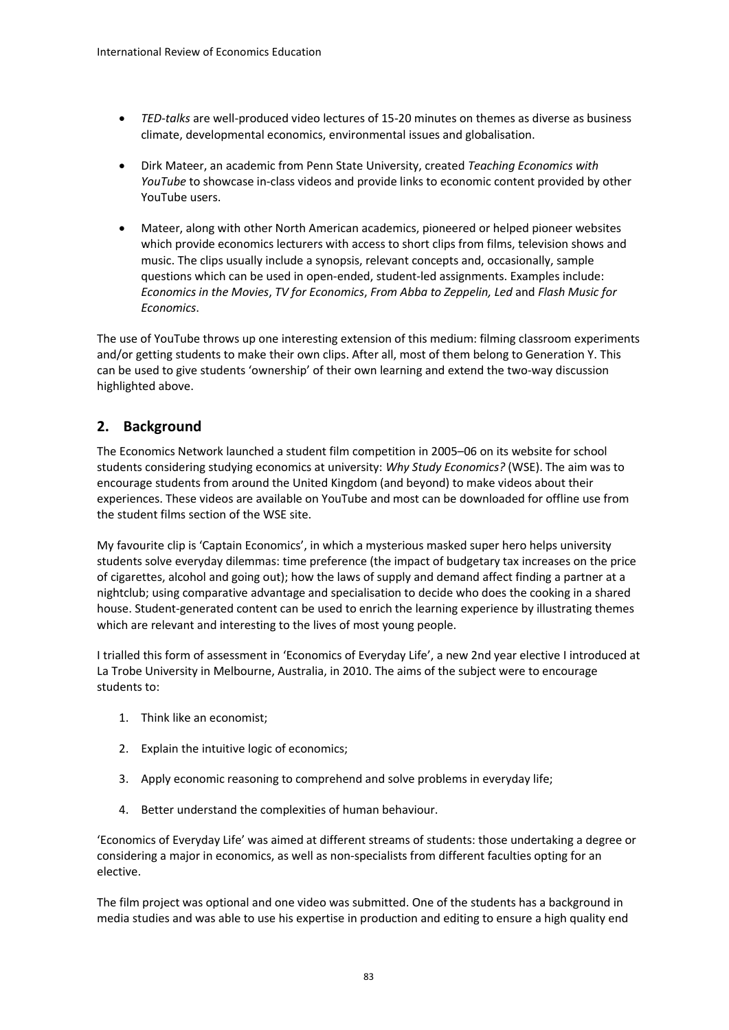- *TED-talks* are well-produced video lectures of 15-20 minutes on themes as diverse as business climate, developmental economics, environmental issues and globalisation.

- Dirk Mateer, an academic from Penn State University, created *Teaching Economics with YouTube* to showcase in-class videos and provide links to economic content provided by other YouTube users.

- Mateer, along with other North American academics, pioneered or helped pioneer websites which provide economics lecturers with access to short clips from films, television shows and music. The clips usually include a synopsis, relevant concepts and, occasionally, sample questions which can be used in open-ended, student-led assignments. Examples include: *Economics in the Movies*, *TV for Economics*, *From Abba to Zeppelin, Led* and *Flash Music for Economics*.

The use of YouTube throws up one interesting extension of this medium: filming classroom experiments and/or getting students to make their own clips. After all, most of them belong to Generation Y. This can be used to give students 'ownership' of their own learning and extend the two-way discussion highlighted above.

## 2. Background

The Economics Network launched a student film competition in 2005–06 on its website for school students considering studying economics at university: *Why Study Economics?* (WSE). The aim was to encourage students from around the United Kingdom (and beyond) to make videos about their experiences. These videos are available on YouTube and most can be downloaded for offline use from the student films section of the WSE site.

My favourite clip is 'Captain Economics', in which a mysterious masked super hero helps university students solve everyday dilemmas: time preference (the impact of budgetary tax increases on the price of cigarettes, alcohol and going out); how the laws of supply and demand affect finding a partner at a nightclub; using comparative advantage and specialisation to decide who does the cooking in a shared house. Student-generated content can be used to enrich the learning experience by illustrating themes which are relevant and interesting to the lives of most young people.

I trialled this form of assessment in 'Economics of Everyday Life', a new 2nd year elective I introduced at La Trobe University in Melbourne, Australia, in 2010. The aims of the subject were to encourage students to:

1. Think like an economist;

2. Explain the intuitive logic of economics;

3. Apply economic reasoning to comprehend and solve problems in everyday life;

4. Better understand the complexities of human behaviour.

'Economics of Everyday Life' was aimed at different streams of students: those undertaking a degree or considering a major in economics, as well as non-specialists from different faculties opting for an elective.

The film project was optional and one video was submitted. One of the students has a background in media studies and was able to use his expertise in production and editing to ensure a high quality end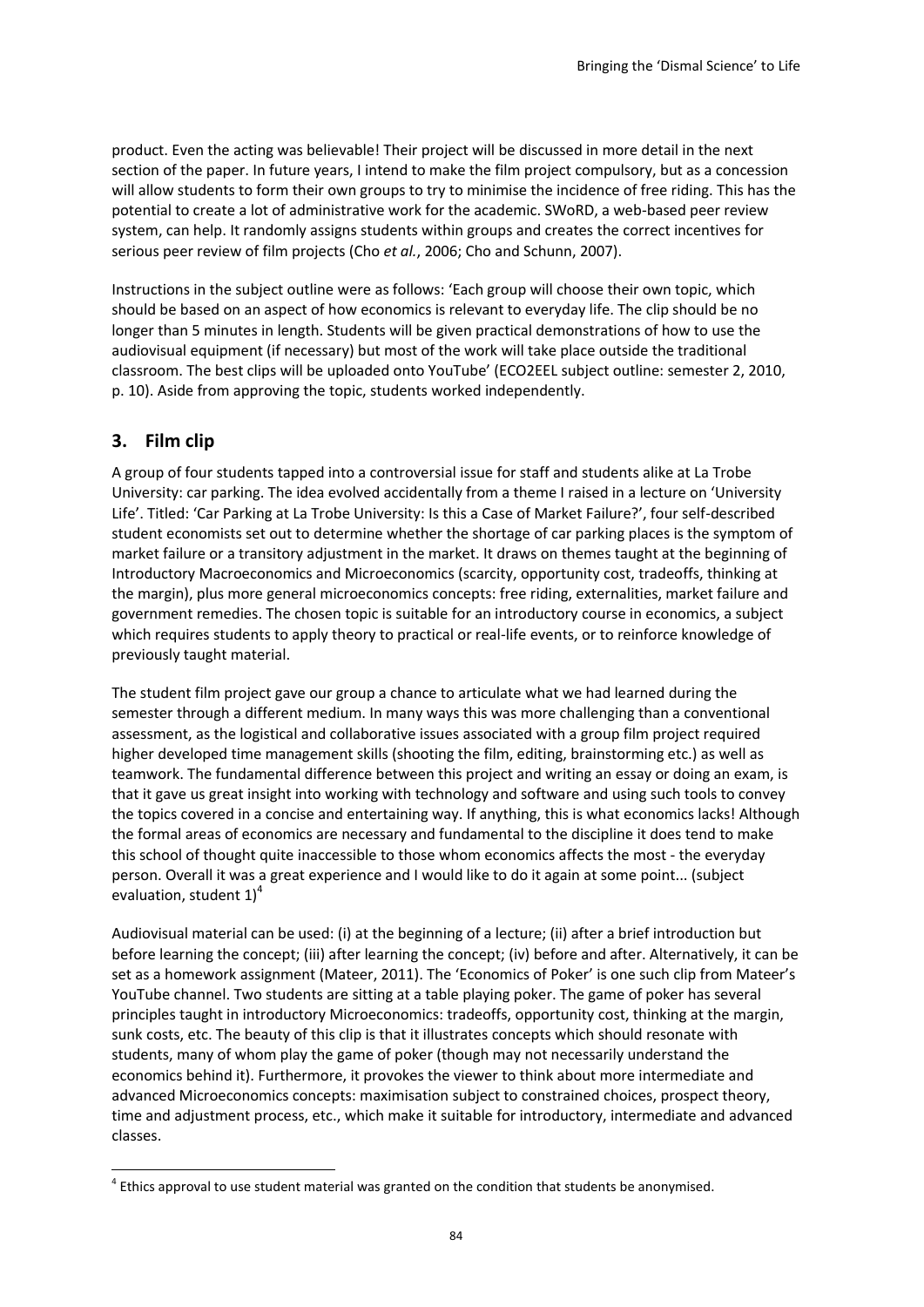product. Even the acting was believable! Their project will be discussed in more detail in the next section of the paper. In future years, I intend to make the film project compulsory, but as a concession will allow students to form their own groups to try to minimise the incidence of free riding. This has the potential to create a lot of administrative work for the academic. SWoRD, a web-based peer review system, can help. It randomly assigns students within groups and creates the correct incentives for serious peer review of film projects (Cho *et al.*, 2006; Cho and Schunn, 2007).

Instructions in the subject outline were as follows: 'Each group will choose their own topic, which should be based on an aspect of how economics is relevant to everyday life. The clip should be no longer than 5 minutes in length. Students will be given practical demonstrations of how to use the audiovisual equipment (if necessary) but most of the work will take place outside the traditional classroom. The best clips will be uploaded onto YouTube' (ECO2EEL subject outline: semester 2, 2010, p. 10). Aside from approving the topic, students worked independently.

## 3. Film clip

A group of four students tapped into a controversial issue for staff and students alike at La Trobe University: car parking. The idea evolved accidentally from a theme I raised in a lecture on 'University Life'. Titled: 'Car Parking at La Trobe University: Is this a Case of Market Failure?', four self-described student economists set out to determine whether the shortage of car parking places is the symptom of market failure or a transitory adjustment in the market. It draws on themes taught at the beginning of Introductory Macroeconomics and Microeconomics (scarcity, opportunity cost, tradeoffs, thinking at the margin), plus more general microeconomics concepts: free riding, externalities, market failure and government remedies. The chosen topic is suitable for an introductory course in economics, a subject which requires students to apply theory to practical or real-life events, or to reinforce knowledge of previously taught material.

The student film project gave our group a chance to articulate what we had learned during the semester through a different medium. In many ways this was more challenging than a conventional assessment, as the logistical and collaborative issues associated with a group film project required higher developed time management skills (shooting the film, editing, brainstorming etc.) as well as teamwork. The fundamental difference between this project and writing an essay or doing an exam, is that it gave us great insight into working with technology and software and using such tools to convey the topics covered in a concise and entertaining way. If anything, this is what economics lacks! Although the formal areas of economics are necessary and fundamental to the discipline it does tend to make this school of thought quite inaccessible to those whom economics affects the most - the everyday person. Overall it was a great experience and I would like to do it again at some point... (subject evaluation, student 1)[4]

Audiovisual material can be used: (i) at the beginning of a lecture; (ii) after a brief introduction but before learning the concept; (iii) after learning the concept; (iv) before and after. Alternatively, it can be set as a homework assignment (Mateer, 2011). The 'Economics of Poker' is one such clip from Mateer's YouTube channel. Two students are sitting at a table playing poker. The game of poker has several principles taught in introductory Microeconomics: tradeoffs, opportunity cost, thinking at the margin, sunk costs, etc. The beauty of this clip is that it illustrates concepts which should resonate with students, many of whom play the game of poker (though may not necessarily understand the economics behind it). Furthermore, it provokes the viewer to think about more intermediate and advanced Microeconomics concepts: maximisation subject to constrained choices, prospect theory, time and adjustment process, etc., which make it suitable for introductory, intermediate and advanced classes.

[4] Ethics approval to use student material was granted on the condition that students be anonymised.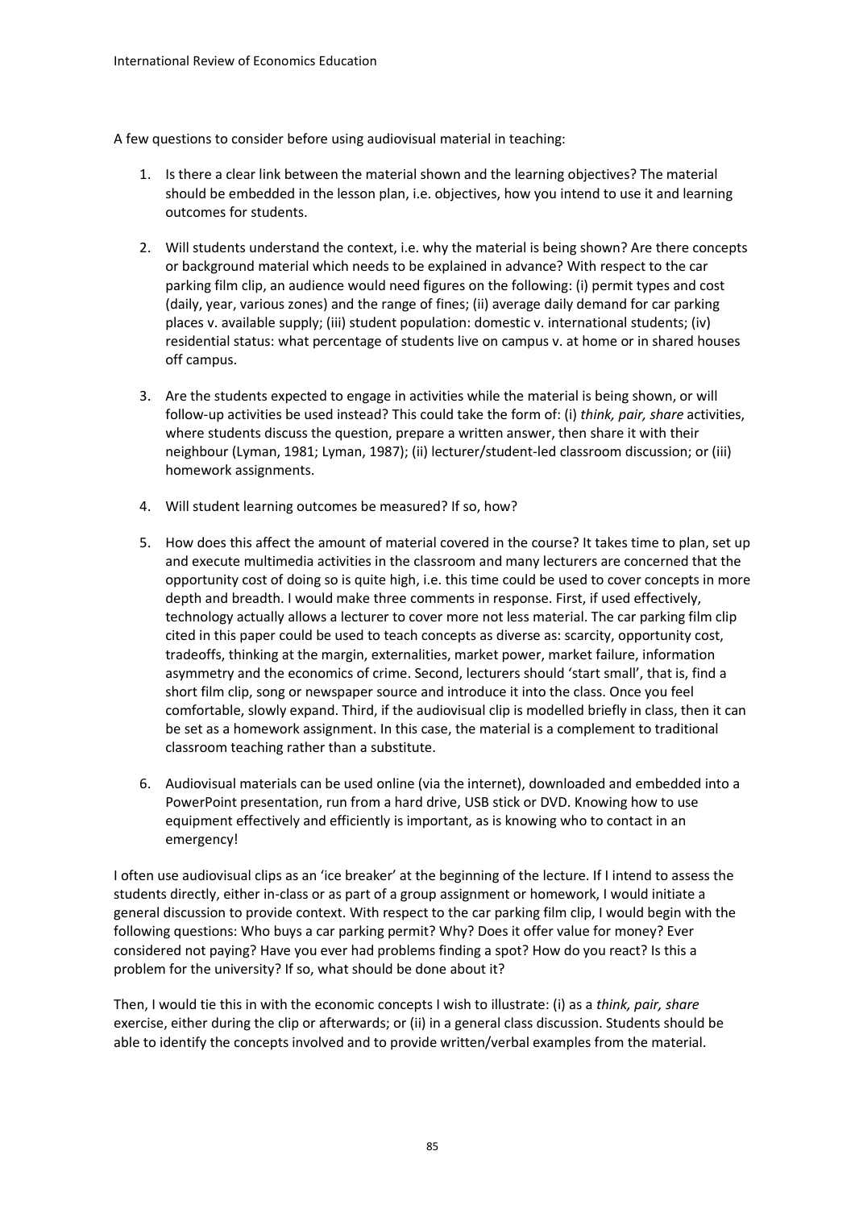A few questions to consider before using audiovisual material in teaching:

1. Is there a clear link between the material shown and the learning objectives? The material should be embedded in the lesson plan, i.e. objectives, how you intend to use it and learning outcomes for students.

2. Will students understand the context, i.e. why the material is being shown? Are there concepts or background material which needs to be explained in advance? With respect to the car parking film clip, an audience would need figures on the following: (i) permit types and cost (daily, year, various zones) and the range of fines; (ii) average daily demand for car parking places v. available supply; (iii) student population: domestic v. international students; (iv) residential status: what percentage of students live on campus v. at home or in shared houses off campus.

3. Are the students expected to engage in activities while the material is being shown, or will follow-up activities be used instead? This could take the form of: (i) *think, pair, share* activities, where students discuss the question, prepare a written answer, then share it with their neighbour (Lyman, 1981; Lyman, 1987); (ii) lecturer/student-led classroom discussion; or (iii) homework assignments.

4. Will student learning outcomes be measured? If so, how?

5. How does this affect the amount of material covered in the course? It takes time to plan, set up and execute multimedia activities in the classroom and many lecturers are concerned that the opportunity cost of doing so is quite high, i.e. this time could be used to cover concepts in more depth and breadth. I would make three comments in response. First, if used effectively, technology actually allows a lecturer to cover more not less material. The car parking film clip cited in this paper could be used to teach concepts as diverse as: scarcity, opportunity cost, tradeoffs, thinking at the margin, externalities, market power, market failure, information asymmetry and the economics of crime. Second, lecturers should 'start small', that is, find a short film clip, song or newspaper source and introduce it into the class. Once you feel comfortable, slowly expand. Third, if the audiovisual clip is modelled briefly in class, then it can be set as a homework assignment. In this case, the material is a complement to traditional classroom teaching rather than a substitute.

6. Audiovisual materials can be used online (via the internet), downloaded and embedded into a PowerPoint presentation, run from a hard drive, USB stick or DVD. Knowing how to use equipment effectively and efficiently is important, as is knowing who to contact in an emergency!

I often use audiovisual clips as an 'ice breaker' at the beginning of the lecture. If I intend to assess the students directly, either in-class or as part of a group assignment or homework, I would initiate a general discussion to provide context. With respect to the car parking film clip, I would begin with the following questions: Who buys a car parking permit? Why? Does it offer value for money? Ever considered not paying? Have you ever had problems finding a spot? How do you react? Is this a problem for the university? If so, what should be done about it?

Then, I would tie this in with the economic concepts I wish to illustrate: (i) as a *think, pair, share* exercise, either during the clip or afterwards; or (ii) in a general class discussion. Students should be able to identify the concepts involved and to provide written/verbal examples from the material.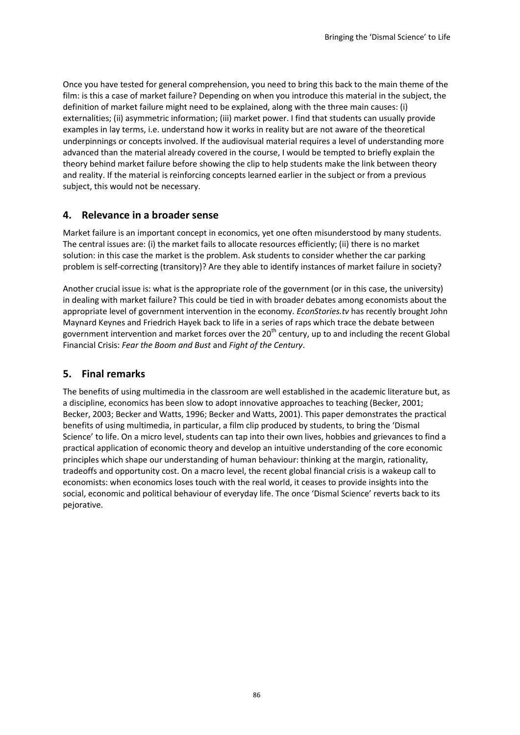Once you have tested for general comprehension, you need to bring this back to the main theme of the film: is this a case of market failure? Depending on when you introduce this material in the subject, the definition of market failure might need to be explained, along with the three main causes: (i) externalities; (ii) asymmetric information; (iii) market power. I find that students can usually provide examples in lay terms, i.e. understand how it works in reality but are not aware of the theoretical underpinnings or concepts involved. If the audiovisual material requires a level of understanding more advanced than the material already covered in the course, I would be tempted to briefly explain the theory behind market failure before showing the clip to help students make the link between theory and reality. If the material is reinforcing concepts learned earlier in the subject or from a previous subject, this would not be necessary.

## 4. Relevance in a broader sense

Market failure is an important concept in economics, yet one often misunderstood by many students. The central issues are: (i) the market fails to allocate resources efficiently; (ii) there is no market solution: in this case the market is the problem. Ask students to consider whether the car parking problem is self-correcting (transitory)? Are they able to identify instances of market failure in society?

Another crucial issue is: what is the appropriate role of the government (or in this case, the university) in dealing with market failure? This could be tied in with broader debates among economists about the appropriate level of government intervention in the economy. *EconStories.tv* has recently brought John Maynard Keynes and Friedrich Hayek back to life in a series of raps which trace the debate between government intervention and market forces over the 20th century, up to and including the recent Global Financial Crisis: *Fear the Boom and Bust* and *Fight of the Century*.

## 5. Final remarks

The benefits of using multimedia in the classroom are well established in the academic literature but, as a discipline, economics has been slow to adopt innovative approaches to teaching (Becker, 2001; Becker, 2003; Becker and Watts, 1996; Becker and Watts, 2001). This paper demonstrates the practical benefits of using multimedia, in particular, a film clip produced by students, to bring the 'Dismal Science' to life. On a micro level, students can tap into their own lives, hobbies and grievances to find a practical application of economic theory and develop an intuitive understanding of the core economic principles which shape our understanding of human behaviour: thinking at the margin, rationality, tradeoffs and opportunity cost. On a macro level, the recent global financial crisis is a wakeup call to economists: when economics loses touch with the real world, it ceases to provide insights into the social, economic and political behaviour of everyday life. The once 'Dismal Science' reverts back to its pejorative.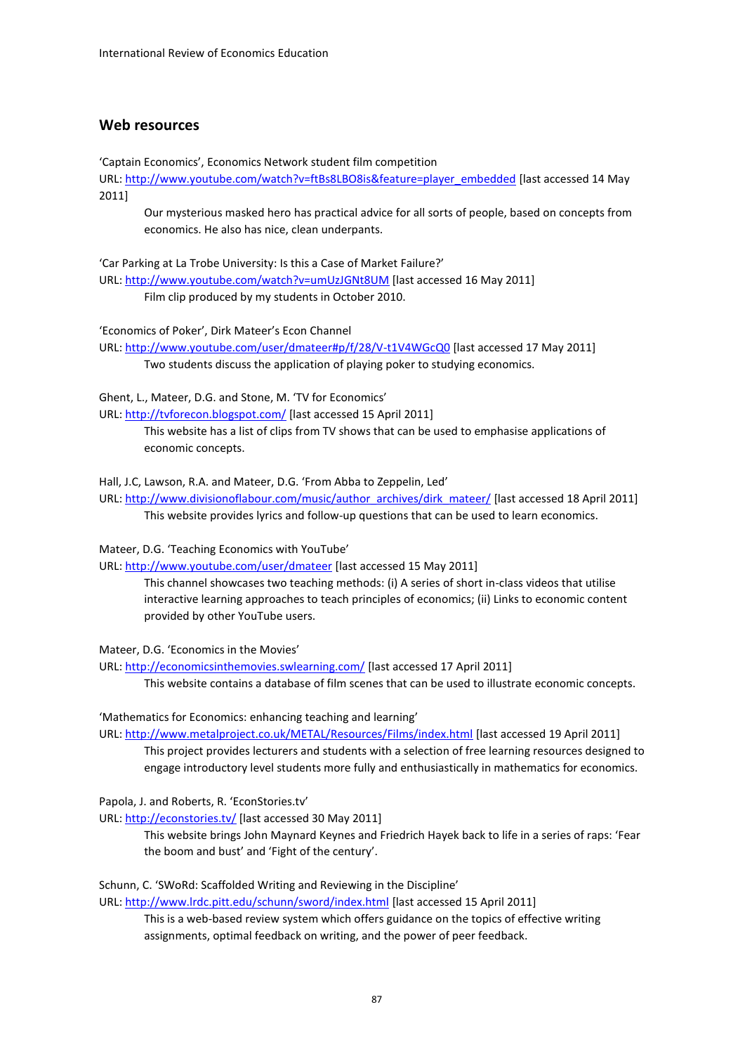## Web resources

'Captain Economics', Economics Network student film competition
URL: http://www.youtube.com/watch?v=ftBs8LBO8is&feature=player_embedded [last accessed 14 May 2011]

> Our mysterious masked hero has practical advice for all sorts of people, based on concepts from economics. He also has nice, clean underpants.

'Car Parking at La Trobe University: Is this a Case of Market Failure?'
URL: http://www.youtube.com/watch?v=umUzJGNt8UM [last accessed 16 May 2011]

> Film clip produced by my students in October 2010.

'Economics of Poker', Dirk Mateer's Econ Channel
URL: http://www.youtube.com/user/dmateer#p/f/28/V-t1V4WGcQ0 [last accessed 17 May 2011]

> Two students discuss the application of playing poker to studying economics.

Ghent, L., Mateer, D.G. and Stone, M. 'TV for Economics'
URL: http://tvforecon.blogspot.com/ [last accessed 15 April 2011]

> This website has a list of clips from TV shows that can be used to emphasise applications of economic concepts.

Hall, J.C, Lawson, R.A. and Mateer, D.G. 'From Abba to Zeppelin, Led'
URL: http://www.divisionoflabour.com/music/author_archives/dirk_mateer/ [last accessed 18 April 2011]

> This website provides lyrics and follow-up questions that can be used to learn economics.

Mateer, D.G. 'Teaching Economics with YouTube'
URL: http://www.youtube.com/user/dmateer [last accessed 15 May 2011]

> This channel showcases two teaching methods: (i) A series of short in-class videos that utilise interactive learning approaches to teach principles of economics; (ii) Links to economic content provided by other YouTube users.

Mateer, D.G. 'Economics in the Movies'
URL: http://economicsinthemovies.swlearning.com/ [last accessed 17 April 2011]

> This website contains a database of film scenes that can be used to illustrate economic concepts.

'Mathematics for Economics: enhancing teaching and learning'
URL: http://www.metalproject.co.uk/METAL/Resources/Films/index.html [last accessed 19 April 2011]

> This project provides lecturers and students with a selection of free learning resources designed to engage introductory level students more fully and enthusiastically in mathematics for economics.

Papola, J. and Roberts, R. 'EconStories.tv'
URL: http://econstories.tv/ [last accessed 30 May 2011]

> This website brings John Maynard Keynes and Friedrich Hayek back to life in a series of raps: 'Fear the boom and bust' and 'Fight of the century'.

Schunn, C. 'SWoRd: Scaffolded Writing and Reviewing in the Discipline'
URL: http://www.lrdc.pitt.edu/schunn/sword/index.html [last accessed 15 April 2011]

> This is a web-based review system which offers guidance on the topics of effective writing assignments, optimal feedback on writing, and the power of peer feedback.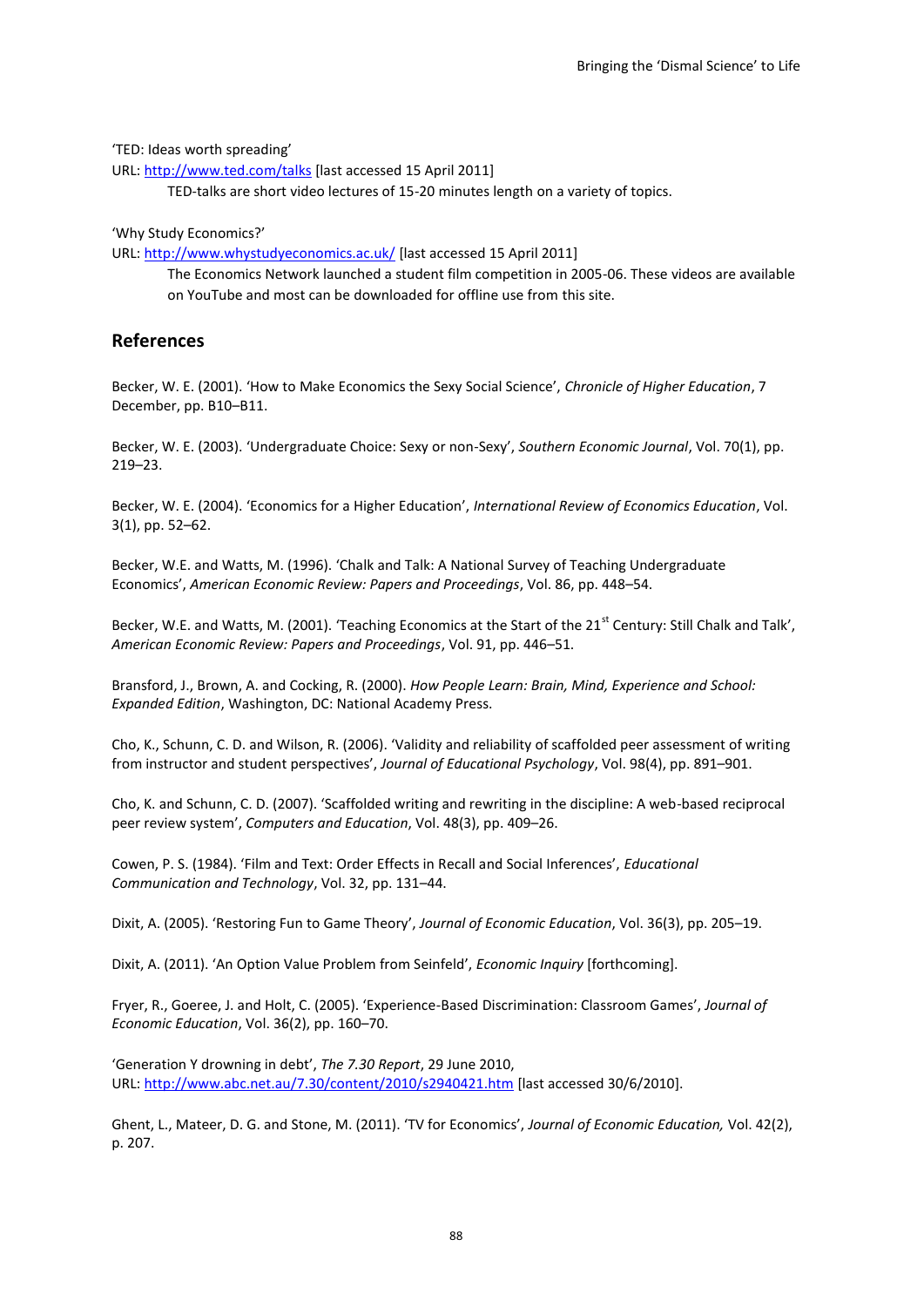'TED: Ideas worth spreading'

URL: http://www.ted.com/talks [last accessed 15 April 2011]

> TED-talks are short video lectures of 15-20 minutes length on a variety of topics.

'Why Study Economics?'

URL: http://www.whystudyeconomics.ac.uk/ [last accessed 15 April 2011]

> The Economics Network launched a student film competition in 2005-06. These videos are available on YouTube and most can be downloaded for offline use from this site.

## References

Becker, W. E. (2001). 'How to Make Economics the Sexy Social Science', *Chronicle of Higher Education*, 7 December, pp. B10–B11.

Becker, W. E. (2003). 'Undergraduate Choice: Sexy or non-Sexy', *Southern Economic Journal*, Vol. 70(1), pp. 219–23.

Becker, W. E. (2004). 'Economics for a Higher Education', *International Review of Economics Education*, Vol. 3(1), pp. 52–62.

Becker, W.E. and Watts, M. (1996). 'Chalk and Talk: A National Survey of Teaching Undergraduate Economics', *American Economic Review: Papers and Proceedings*, Vol. 86, pp. 448–54.

Becker, W.E. and Watts, M. (2001). 'Teaching Economics at the Start of the 21st Century: Still Chalk and Talk', *American Economic Review: Papers and Proceedings*, Vol. 91, pp. 446–51.

Bransford, J., Brown, A. and Cocking, R. (2000). *How People Learn: Brain, Mind, Experience and School: Expanded Edition*, Washington, DC: National Academy Press.

Cho, K., Schunn, C. D. and Wilson, R. (2006). 'Validity and reliability of scaffolded peer assessment of writing from instructor and student perspectives', *Journal of Educational Psychology*, Vol. 98(4), pp. 891–901.

Cho, K. and Schunn, C. D. (2007). 'Scaffolded writing and rewriting in the discipline: A web-based reciprocal peer review system', *Computers and Education*, Vol. 48(3), pp. 409–26.

Cowen, P. S. (1984). 'Film and Text: Order Effects in Recall and Social Inferences', *Educational Communication and Technology*, Vol. 32, pp. 131–44.

Dixit, A. (2005). 'Restoring Fun to Game Theory', *Journal of Economic Education*, Vol. 36(3), pp. 205–19.

Dixit, A. (2011). 'An Option Value Problem from Seinfeld', *Economic Inquiry* [forthcoming].

Fryer, R., Goeree, J. and Holt, C. (2005). 'Experience-Based Discrimination: Classroom Games', *Journal of Economic Education*, Vol. 36(2), pp. 160–70.

'Generation Y drowning in debt', *The 7.30 Report*, 29 June 2010, URL: http://www.abc.net.au/7.30/content/2010/s2940421.htm [last accessed 30/6/2010].

Ghent, L., Mateer, D. G. and Stone, M. (2011). 'TV for Economics', *Journal of Economic Education,* Vol. 42(2), p. 207.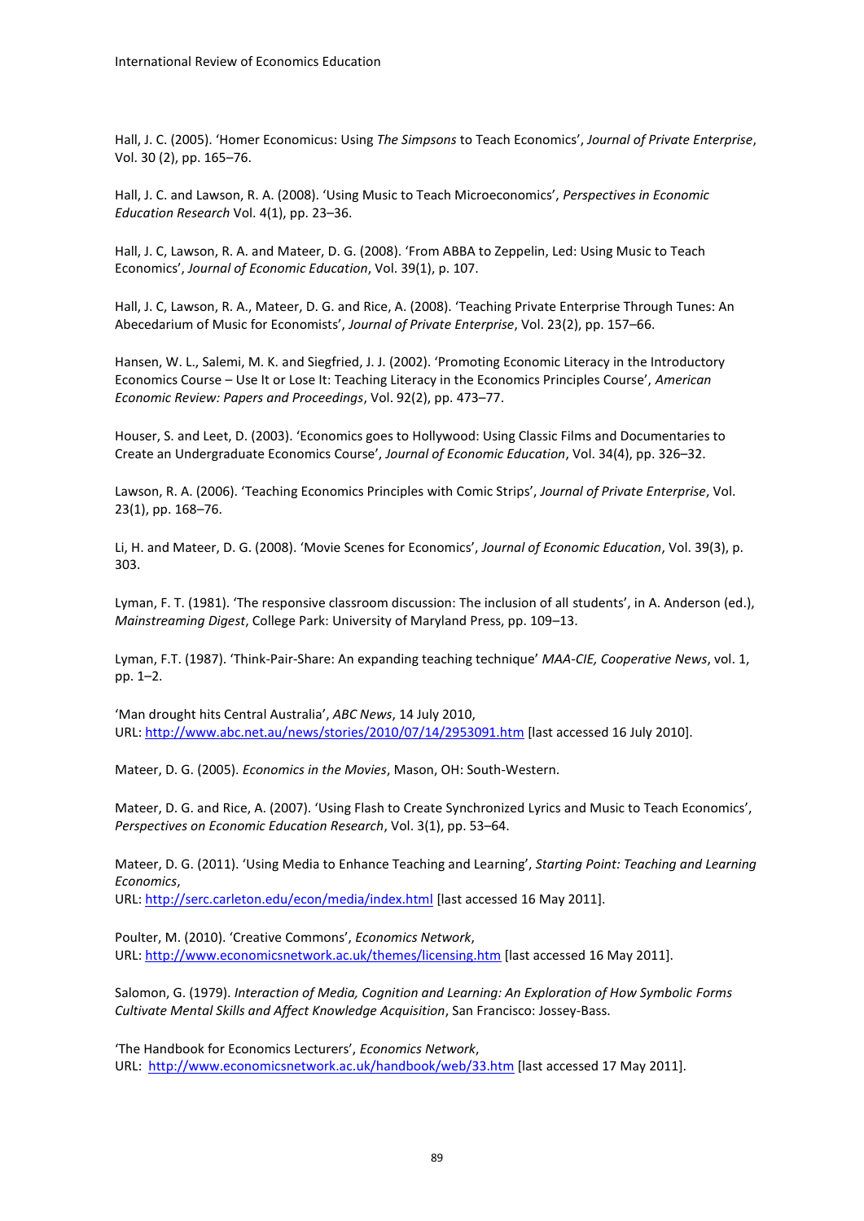Hall, J. C. (2005). 'Homer Economicus: Using *The Simpsons* to Teach Economics', *Journal of Private Enterprise*, Vol. 30 (2), pp. 165–76.

Hall, J. C. and Lawson, R. A. (2008). 'Using Music to Teach Microeconomics', *Perspectives in Economic Education Research* Vol. 4(1), pp. 23–36.

Hall, J. C, Lawson, R. A. and Mateer, D. G. (2008). 'From ABBA to Zeppelin, Led: Using Music to Teach Economics', *Journal of Economic Education*, Vol. 39(1), p. 107.

Hall, J. C, Lawson, R. A., Mateer, D. G. and Rice, A. (2008). 'Teaching Private Enterprise Through Tunes: An Abecedarium of Music for Economists', *Journal of Private Enterprise*, Vol. 23(2), pp. 157–66.

Hansen, W. L., Salemi, M. K. and Siegfried, J. J. (2002). 'Promoting Economic Literacy in the Introductory Economics Course – Use It or Lose It: Teaching Literacy in the Economics Principles Course', *American Economic Review: Papers and Proceedings*, Vol. 92(2), pp. 473–77.

Houser, S. and Leet, D. (2003). 'Economics goes to Hollywood: Using Classic Films and Documentaries to Create an Undergraduate Economics Course', *Journal of Economic Education*, Vol. 34(4), pp. 326–32.

Lawson, R. A. (2006). 'Teaching Economics Principles with Comic Strips', *Journal of Private Enterprise*, Vol. 23(1), pp. 168–76.

Li, H. and Mateer, D. G. (2008). 'Movie Scenes for Economics', *Journal of Economic Education*, Vol. 39(3), p. 303.

Lyman, F. T. (1981). 'The responsive classroom discussion: The inclusion of all students', in A. Anderson (ed.), *Mainstreaming Digest*, College Park: University of Maryland Press, pp. 109–13.

Lyman, F.T. (1987). 'Think-Pair-Share: An expanding teaching technique' *MAA-CIE, Cooperative News*, vol. 1, pp. 1–2.

'Man drought hits Central Australia', *ABC News*, 14 July 2010,
URL: http://www.abc.net.au/news/stories/2010/07/14/2953091.htm [last accessed 16 July 2010].

Mateer, D. G. (2005). *Economics in the Movies*, Mason, OH: South-Western.

Mateer, D. G. and Rice, A. (2007). 'Using Flash to Create Synchronized Lyrics and Music to Teach Economics', *Perspectives on Economic Education Research*, Vol. 3(1), pp. 53–64.

Mateer, D. G. (2011). 'Using Media to Enhance Teaching and Learning', *Starting Point: Teaching and Learning Economics*,
URL: http://serc.carleton.edu/econ/media/index.html [last accessed 16 May 2011].

Poulter, M. (2010). 'Creative Commons', *Economics Network*,
URL: http://www.economicsnetwork.ac.uk/themes/licensing.htm [last accessed 16 May 2011].

Salomon, G. (1979). *Interaction of Media, Cognition and Learning: An Exploration of How Symbolic Forms Cultivate Mental Skills and Affect Knowledge Acquisition*, San Francisco: Jossey-Bass.

'The Handbook for Economics Lecturers', *Economics Network*,
URL: http://www.economicsnetwork.ac.uk/handbook/web/33.htm [last accessed 17 May 2011].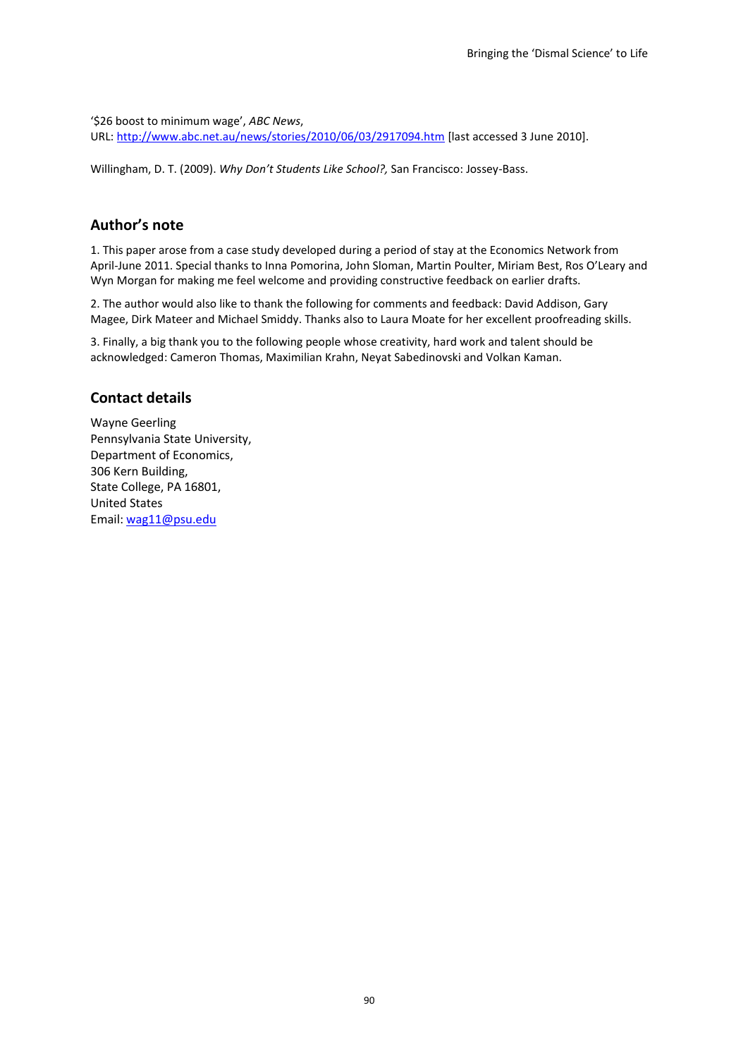'$26 boost to minimum wage', *ABC News*,
URL: http://www.abc.net.au/news/stories/2010/06/03/2917094.htm [last accessed 3 June 2010].

Willingham, D. T. (2009). *Why Don't Students Like School?,* San Francisco: Jossey-Bass.

## Author's note

1. This paper arose from a case study developed during a period of stay at the Economics Network from April-June 2011. Special thanks to Inna Pomorina, John Sloman, Martin Poulter, Miriam Best, Ros O'Leary and Wyn Morgan for making me feel welcome and providing constructive feedback on earlier drafts.

2. The author would also like to thank the following for comments and feedback: David Addison, Gary Magee, Dirk Mateer and Michael Smiddy. Thanks also to Laura Moate for her excellent proofreading skills.

3. Finally, a big thank you to the following people whose creativity, hard work and talent should be acknowledged: Cameron Thomas, Maximilian Krahn, Neyat Sabedinovski and Volkan Kaman.

## Contact details

Wayne Geerling
Pennsylvania State University,
Department of Economics,
306 Kern Building,
State College, PA 16801,
United States
Email: wag11@psu.edu